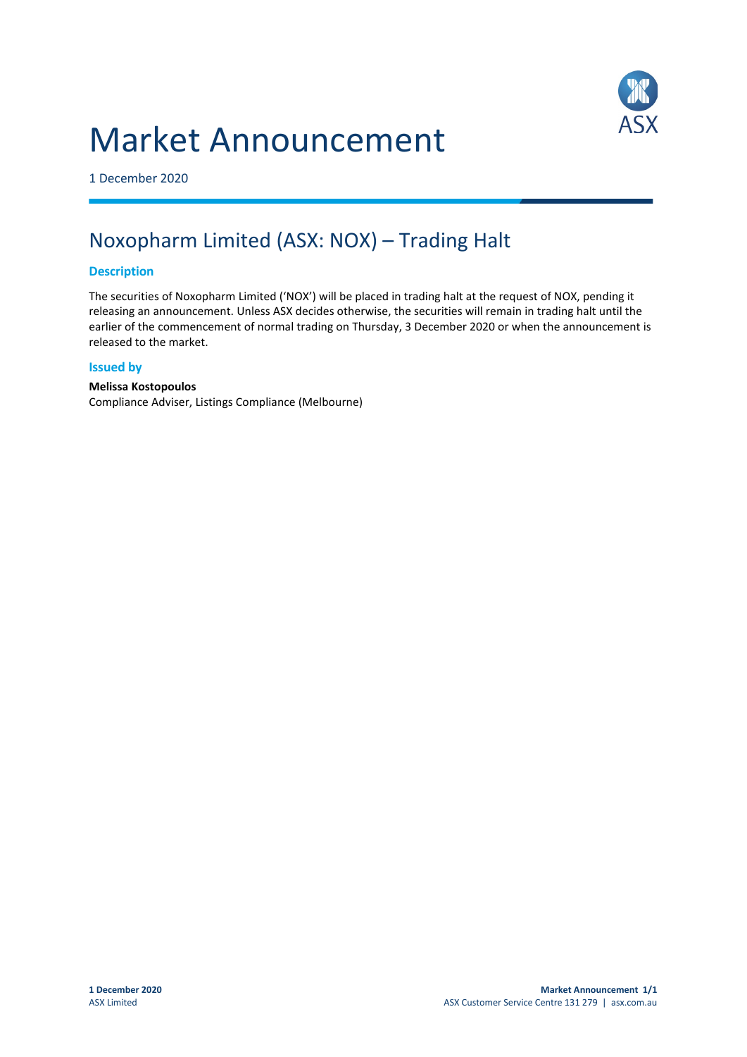# Market Announcement

1 December 2020

## Noxopharm Limited (ASX: NOX) – Trading Halt

### Description

The securities of Noxopharm Limited ('NOX') will be placed in trading halt at the request of NOX, pending it releasing an announcement. Unless ASX decides otherwise, the securities will remain in trading halt until the earlier of the commencement of normal trading on Thursday, 3 December 2020 or when the announcement is released to the market.

### Issued by

**Melissa Kostopoulos**
Compliance Adviser, Listings Compliance (Melbourne)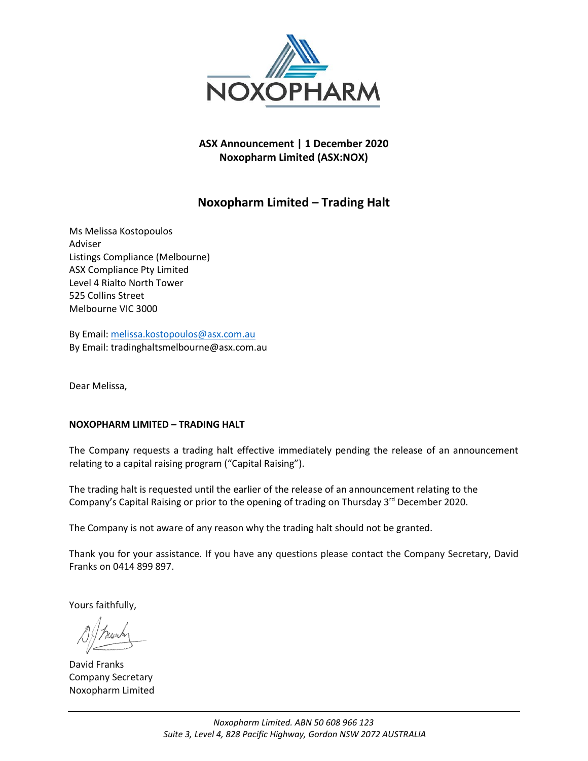**ASX Announcement | 1 December 2020**
**Noxopharm Limited (ASX:NOX)**

## Noxopharm Limited – Trading Halt

Ms Melissa Kostopoulos
Adviser
Listings Compliance (Melbourne)
ASX Compliance Pty Limited
Level 4 Rialto North Tower
525 Collins Street
Melbourne VIC 3000

By Email: melissa.kostopoulos@asx.com.au
By Email: tradinghaltsmelbourne@asx.com.au

Dear Melissa,

**NOXOPHARM LIMITED – TRADING HALT**

The Company requests a trading halt effective immediately pending the release of an announcement relating to a capital raising program ("Capital Raising").

The trading halt is requested until the earlier of the release of an announcement relating to the Company's Capital Raising or prior to the opening of trading on Thursday 3rd December 2020.

The Company is not aware of any reason why the trading halt should not be granted.

Thank you for your assistance. If you have any questions please contact the Company Secretary, David Franks on 0414 899 897.

Yours faithfully,

David Franks
Company Secretary
Noxopharm Limited

*Noxopharm Limited. ABN 50 608 966 123*
*Suite 3, Level 4, 828 Pacific Highway, Gordon NSW 2072 AUSTRALIA*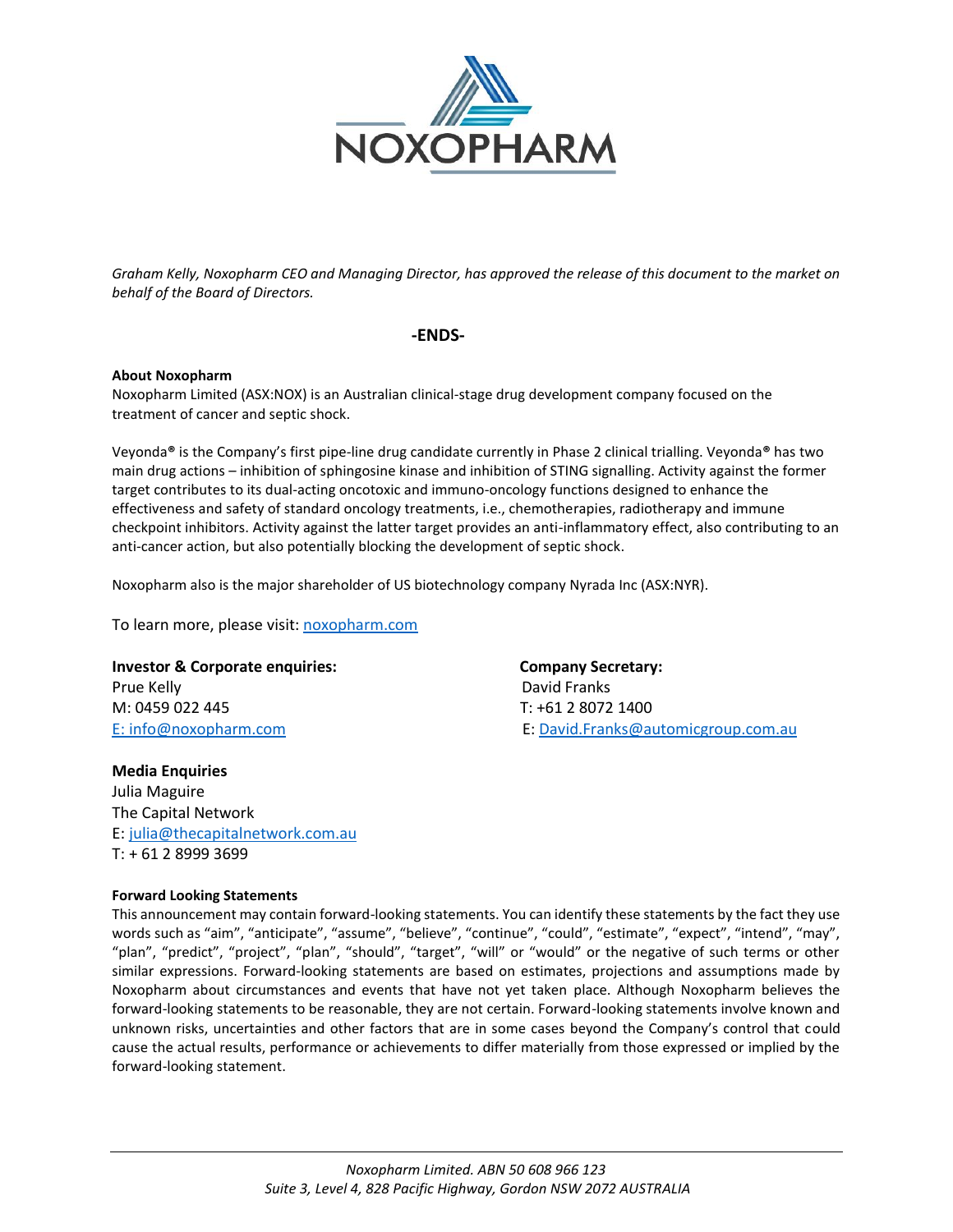*Graham Kelly, Noxopharm CEO and Managing Director, has approved the release of this document to the market on behalf of the Board of Directors.*

**-ENDS-**

**About Noxopharm**

Noxopharm Limited (ASX:NOX) is an Australian clinical-stage drug development company focused on the treatment of cancer and septic shock.

Veyonda® is the Company's first pipe-line drug candidate currently in Phase 2 clinical trialling. Veyonda® has two main drug actions – inhibition of sphingosine kinase and inhibition of STING signalling. Activity against the former target contributes to its dual-acting oncotoxic and immuno-oncology functions designed to enhance the effectiveness and safety of standard oncology treatments, i.e., chemotherapies, radiotherapy and immune checkpoint inhibitors. Activity against the latter target provides an anti-inflammatory effect, also contributing to an anti-cancer action, but also potentially blocking the development of septic shock.

Noxopharm also is the major shareholder of US biotechnology company Nyrada Inc (ASX:NYR).

To learn more, please visit: [noxopharm.com](noxopharm.com)

**Investor & Corporate enquiries:**
Prue Kelly
M: 0459 022 445
E: info@noxopharm.com

**Company Secretary:**
David Franks
T: +61 2 8072 1400
E: David.Franks@automicgroup.com.au

**Media Enquiries**
Julia Maguire
The Capital Network
E: julia@thecapitalnetwork.com.au
T: + 61 2 8999 3699

**Forward Looking Statements**

This announcement may contain forward-looking statements. You can identify these statements by the fact they use words such as "aim", "anticipate", "assume", "believe", "continue", "could", "estimate", "expect", "intend", "may", "plan", "predict", "project", "plan", "should", "target", "will" or "would" or the negative of such terms or other similar expressions. Forward-looking statements are based on estimates, projections and assumptions made by Noxopharm about circumstances and events that have not yet taken place. Although Noxopharm believes the forward-looking statements to be reasonable, they are not certain. Forward-looking statements involve known and unknown risks, uncertainties and other factors that are in some cases beyond the Company's control that could cause the actual results, performance or achievements to differ materially from those expressed or implied by the forward-looking statement.

*Noxopharm Limited. ABN 50 608 966 123*
*Suite 3, Level 4, 828 Pacific Highway, Gordon NSW 2072 AUSTRALIA*